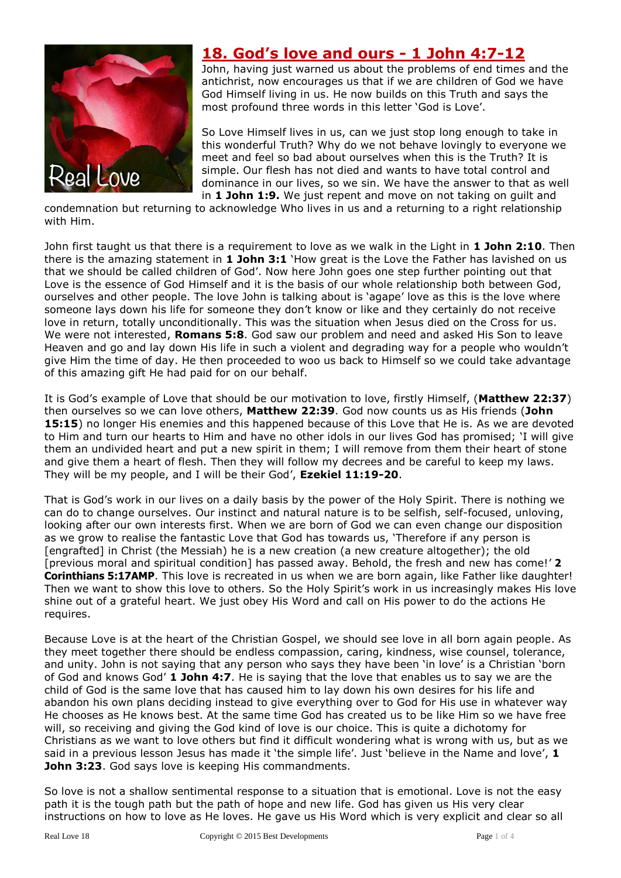# 18. God's love and ours - 1 John 4:7-12

John, having just warned us about the problems of end times and the antichrist, now encourages us that if we are children of God we have God Himself living in us. He now builds on this Truth and says the most profound three words in this letter 'God is Love'.

So Love Himself lives in us, can we just stop long enough to take in this wonderful Truth? Why do we not behave lovingly to everyone we meet and feel so bad about ourselves when this is the Truth? It is simple. Our flesh has not died and wants to have total control and dominance in our lives, so we sin. We have the answer to that as well in **1 John 1:9.** We just repent and move on not taking on guilt and condemnation but returning to acknowledge Who lives in us and a returning to a right relationship with Him.

John first taught us that there is a requirement to love as we walk in the Light in **1 John 2:10**. Then there is the amazing statement in **1 John 3:1** 'How great is the Love the Father has lavished on us that we should be called children of God'. Now here John goes one step further pointing out that Love is the essence of God Himself and it is the basis of our whole relationship both between God, ourselves and other people. The love John is talking about is 'agape' love as this is the love where someone lays down his life for someone they don't know or like and they certainly do not receive love in return, totally unconditionally. This was the situation when Jesus died on the Cross for us. We were not interested, **Romans 5:8**. God saw our problem and need and asked His Son to leave Heaven and go and lay down His life in such a violent and degrading way for a people who wouldn't give Him the time of day. He then proceeded to woo us back to Himself so we could take advantage of this amazing gift He had paid for on our behalf.

It is God's example of Love that should be our motivation to love, firstly Himself, (**Matthew 22:37**) then ourselves so we can love others, **Matthew 22:39**. God now counts us as His friends (**John 15:15**) no longer His enemies and this happened because of this Love that He is. As we are devoted to Him and turn our hearts to Him and have no other idols in our lives God has promised; 'I will give them an undivided heart and put a new spirit in them; I will remove from them their heart of stone and give them a heart of flesh. Then they will follow my decrees and be careful to keep my laws. They will be my people, and I will be their God', **Ezekiel 11:19-20**.

That is God's work in our lives on a daily basis by the power of the Holy Spirit. There is nothing we can do to change ourselves. Our instinct and natural nature is to be selfish, self-focused, unloving, looking after our own interests first. When we are born of God we can even change our disposition as we grow to realise the fantastic Love that God has towards us, 'Therefore if any person is [engrafted] in Christ (the Messiah) he is a new creation (a new creature altogether); the old [previous moral and spiritual condition] has passed away. Behold, the fresh and new has come!' **2 Corinthians 5:17AMP**. This love is recreated in us when we are born again, like Father like daughter! Then we want to show this love to others. So the Holy Spirit's work in us increasingly makes His love shine out of a grateful heart. We just obey His Word and call on His power to do the actions He requires.

Because Love is at the heart of the Christian Gospel, we should see love in all born again people. As they meet together there should be endless compassion, caring, kindness, wise counsel, tolerance, and unity. John is not saying that any person who says they have been 'in love' is a Christian 'born of God and knows God' **1 John 4:7**. He is saying that the love that enables us to say we are the child of God is the same love that has caused him to lay down his own desires for his life and abandon his own plans deciding instead to give everything over to God for His use in whatever way He chooses as He knows best. At the same time God has created us to be like Him so we have free will, so receiving and giving the God kind of love is our choice. This is quite a dichotomy for Christians as we want to love others but find it difficult wondering what is wrong with us, but as we said in a previous lesson Jesus has made it 'the simple life'. Just 'believe in the Name and love', **1 John 3:23**. God says love is keeping His commandments.

So love is not a shallow sentimental response to a situation that is emotional. Love is not the easy path it is the tough path but the path of hope and new life. God has given us His very clear instructions on how to love as He loves. He gave us His Word which is very explicit and clear so all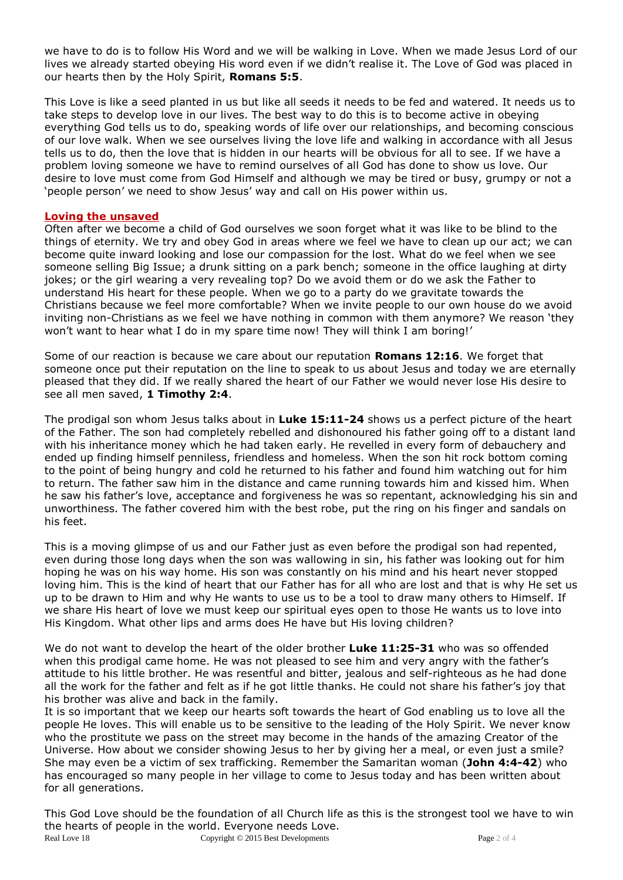we have to do is to follow His Word and we will be walking in Love. When we made Jesus Lord of our lives we already started obeying His word even if we didn't realise it. The Love of God was placed in our hearts then by the Holy Spirit, **Romans 5:5**.

This Love is like a seed planted in us but like all seeds it needs to be fed and watered. It needs us to take steps to develop love in our lives. The best way to do this is to become active in obeying everything God tells us to do, speaking words of life over our relationships, and becoming conscious of our love walk. When we see ourselves living the love life and walking in accordance with all Jesus tells us to do, then the love that is hidden in our hearts will be obvious for all to see. If we have a problem loving someone we have to remind ourselves of all God has done to show us love. Our desire to love must come from God Himself and although we may be tired or busy, grumpy or not a 'people person' we need to show Jesus' way and call on His power within us.

## Loving the unsaved

Often after we become a child of God ourselves we soon forget what it was like to be blind to the things of eternity. We try and obey God in areas where we feel we have to clean up our act; we can become quite inward looking and lose our compassion for the lost. What do we feel when we see someone selling Big Issue; a drunk sitting on a park bench; someone in the office laughing at dirty jokes; or the girl wearing a very revealing top? Do we avoid them or do we ask the Father to understand His heart for these people. When we go to a party do we gravitate towards the Christians because we feel more comfortable? When we invite people to our own house do we avoid inviting non-Christians as we feel we have nothing in common with them anymore? We reason 'they won't want to hear what I do in my spare time now! They will think I am boring!'

Some of our reaction is because we care about our reputation **Romans 12:16**. We forget that someone once put their reputation on the line to speak to us about Jesus and today we are eternally pleased that they did. If we really shared the heart of our Father we would never lose His desire to see all men saved, **1 Timothy 2:4**.

The prodigal son whom Jesus talks about in **Luke 15:11-24** shows us a perfect picture of the heart of the Father. The son had completely rebelled and dishonoured his father going off to a distant land with his inheritance money which he had taken early. He revelled in every form of debauchery and ended up finding himself penniless, friendless and homeless. When the son hit rock bottom coming to the point of being hungry and cold he returned to his father and found him watching out for him to return. The father saw him in the distance and came running towards him and kissed him. When he saw his father's love, acceptance and forgiveness he was so repentant, acknowledging his sin and unworthiness. The father covered him with the best robe, put the ring on his finger and sandals on his feet.

This is a moving glimpse of us and our Father just as even before the prodigal son had repented, even during those long days when the son was wallowing in sin, his father was looking out for him hoping he was on his way home. His son was constantly on his mind and his heart never stopped loving him. This is the kind of heart that our Father has for all who are lost and that is why He set us up to be drawn to Him and why He wants to use us to be a tool to draw many others to Himself. If we share His heart of love we must keep our spiritual eyes open to those He wants us to love into His Kingdom. What other lips and arms does He have but His loving children?

We do not want to develop the heart of the older brother **Luke 11:25-31** who was so offended when this prodigal came home. He was not pleased to see him and very angry with the father's attitude to his little brother. He was resentful and bitter, jealous and self-righteous as he had done all the work for the father and felt as if he got little thanks. He could not share his father's joy that his brother was alive and back in the family.

It is so important that we keep our hearts soft towards the heart of God enabling us to love all the people He loves. This will enable us to be sensitive to the leading of the Holy Spirit. We never know who the prostitute we pass on the street may become in the hands of the amazing Creator of the Universe. How about we consider showing Jesus to her by giving her a meal, or even just a smile? She may even be a victim of sex trafficking. Remember the Samaritan woman (**John 4:4-42**) who has encouraged so many people in her village to come to Jesus today and has been written about for all generations.

This God Love should be the foundation of all Church life as this is the strongest tool we have to win the hearts of people in the world. Everyone needs Love.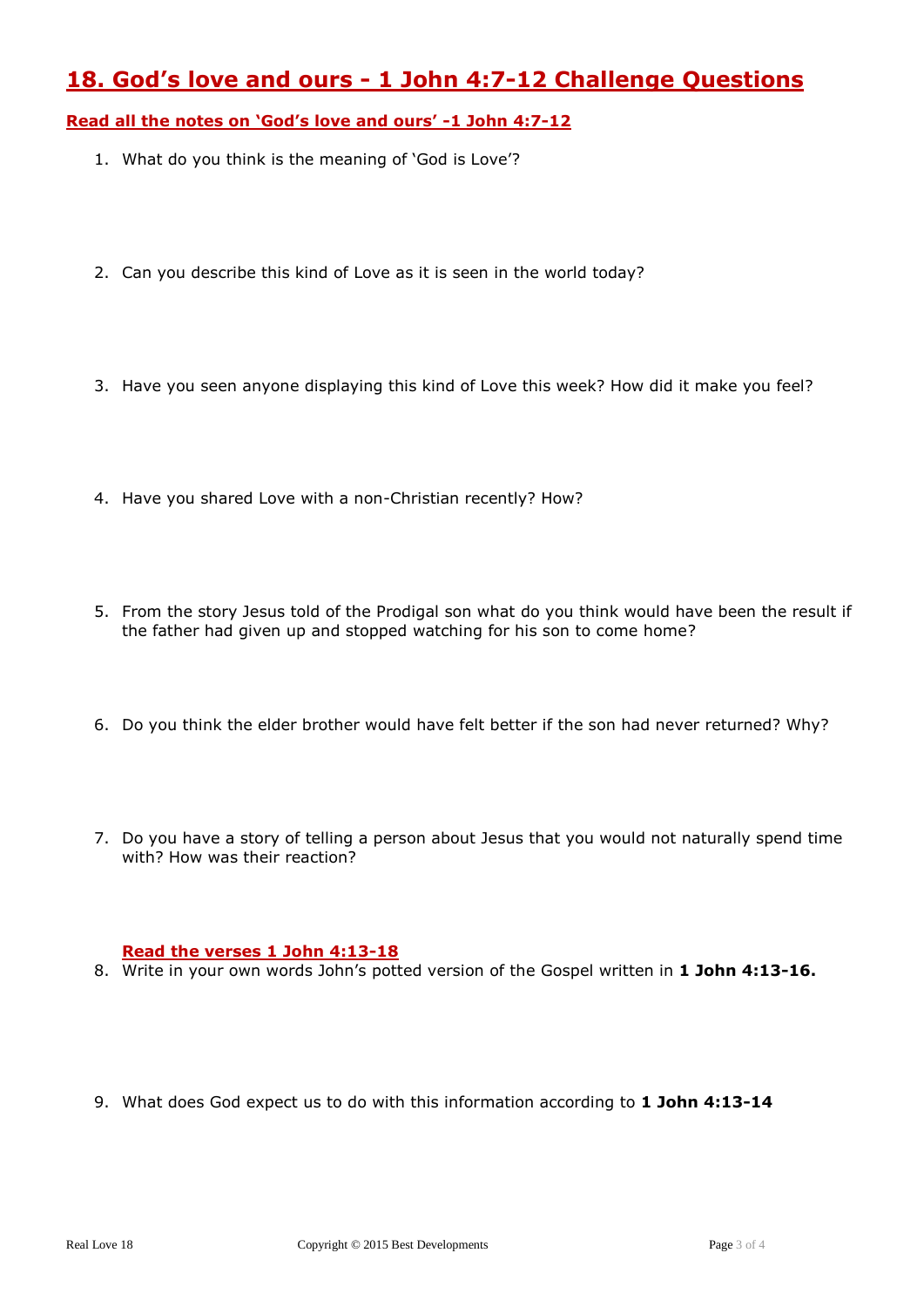# 18. God's love and ours - 1 John 4:7-12 Challenge Questions

**Read all the notes on 'God's love and ours' -1 John 4:7-12**

1. What do you think is the meaning of 'God is Love'?

2. Can you describe this kind of Love as it is seen in the world today?

3. Have you seen anyone displaying this kind of Love this week? How did it make you feel?

4. Have you shared Love with a non-Christian recently? How?

5. From the story Jesus told of the Prodigal son what do you think would have been the result if the father had given up and stopped watching for his son to come home?

6. Do you think the elder brother would have felt better if the son had never returned? Why?

7. Do you have a story of telling a person about Jesus that you would not naturally spend time with? How was their reaction?

**Read the verses 1 John 4:13-18**

8. Write in your own words John's potted version of the Gospel written in **1 John 4:13-16.**

9. What does God expect us to do with this information according to **1 John 4:13-14**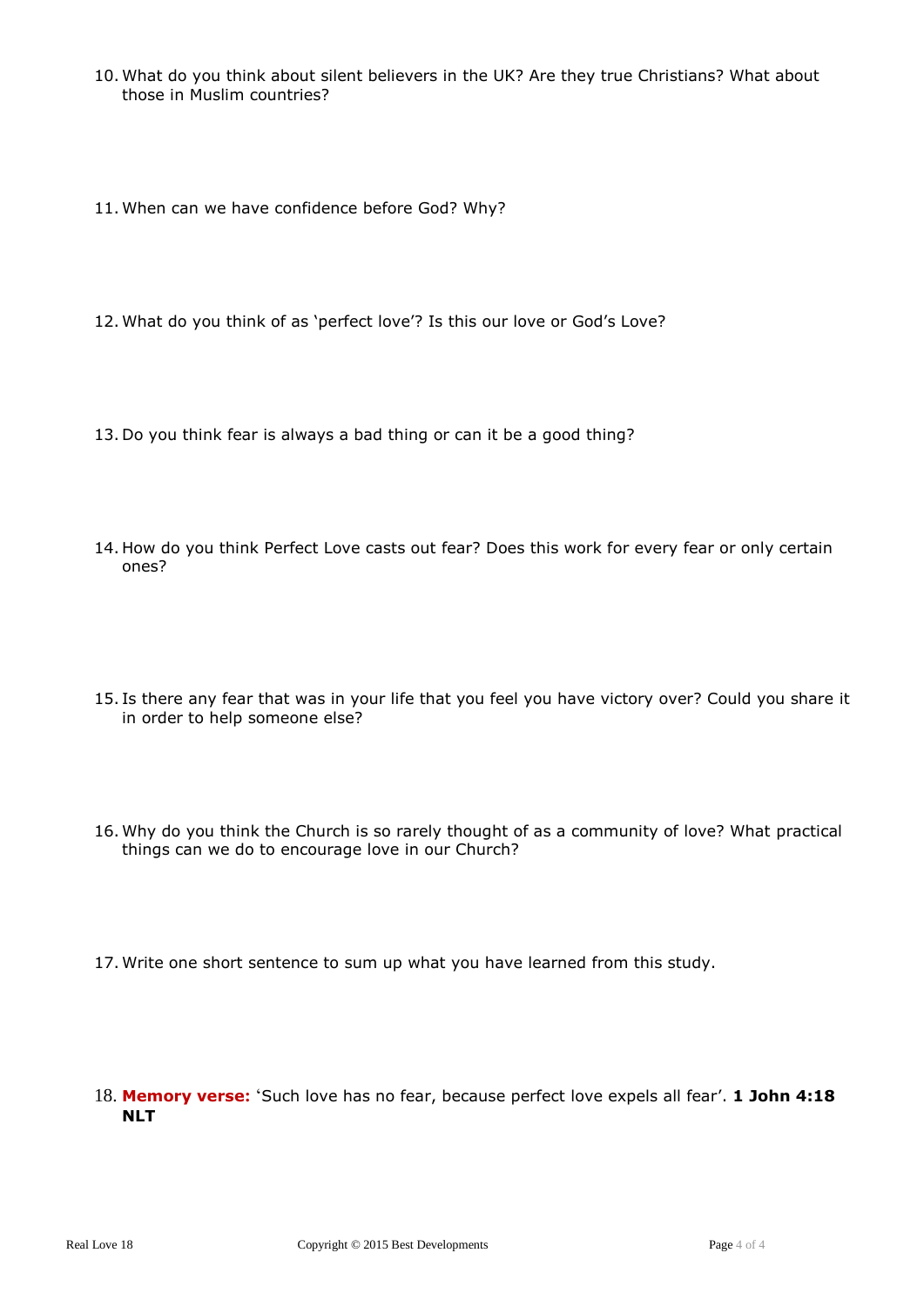10. What do you think about silent believers in the UK? Are they true Christians? What about those in Muslim countries?

11. When can we have confidence before God? Why?

12. What do you think of as 'perfect love'? Is this our love or God's Love?

13. Do you think fear is always a bad thing or can it be a good thing?

14. How do you think Perfect Love casts out fear? Does this work for every fear or only certain ones?

15. Is there any fear that was in your life that you feel you have victory over? Could you share it in order to help someone else?

16. Why do you think the Church is so rarely thought of as a community of love? What practical things can we do to encourage love in our Church?

17. Write one short sentence to sum up what you have learned from this study.

18. **Memory verse:** 'Such love has no fear, because perfect love expels all fear'. **1 John 4:18 NLT**